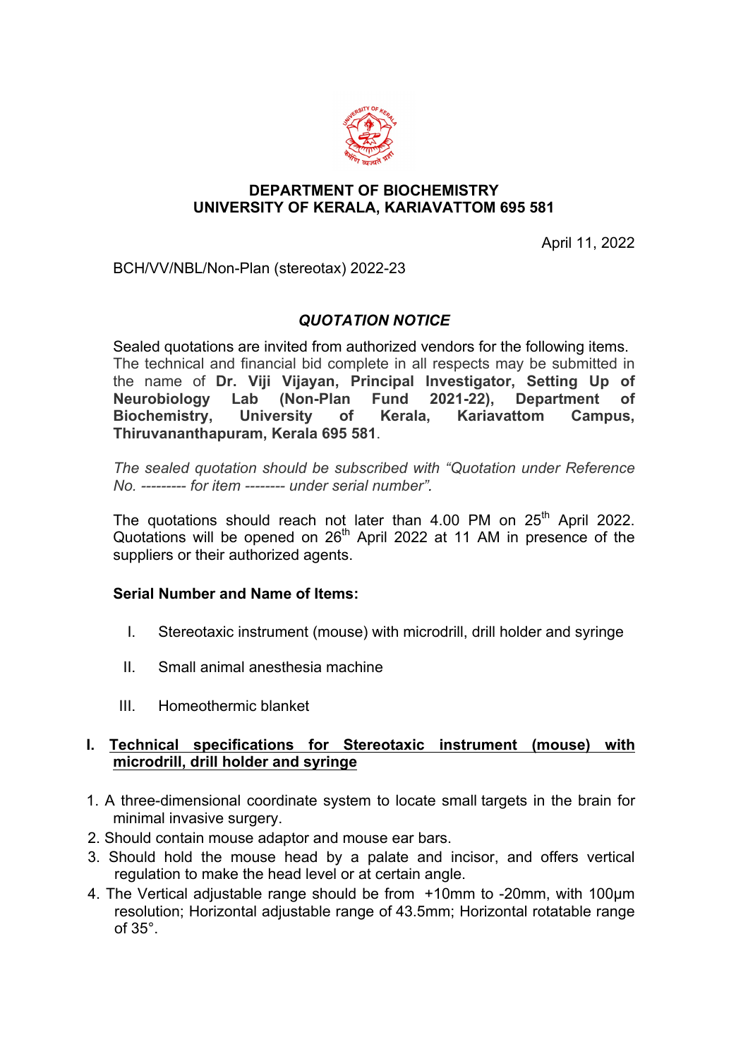**DEPARTMENT OF BIOCHEMISTRY**
**UNIVERSITY OF KERALA, KARIAVATTOM 695 581**

April 11, 2022

BCH/VV/NBL/Non-Plan (stereotax) 2022-23

## *QUOTATION NOTICE*

Sealed quotations are invited from authorized vendors for the following items. The technical and financial bid complete in all respects may be submitted in the name of **Dr. Viji Vijayan, Principal Investigator, Setting Up of Neurobiology Lab (Non-Plan Fund 2021-22), Department of Biochemistry, University of Kerala, Kariavattom Campus, Thiruvananthapuram, Kerala 695 581**.

*The sealed quotation should be subscribed with "Quotation under Reference No. --------- for item -------- under serial number".*

The quotations should reach not later than 4.00 PM on 25th April 2022. Quotations will be opened on 26th April 2022 at 11 AM in presence of the suppliers or their authorized agents.

**Serial Number and Name of Items:**

I. Stereotaxic instrument (mouse) with microdrill, drill holder and syringe

II. Small animal anesthesia machine

III. Homeothermic blanket

### I. Technical specifications for Stereotaxic instrument (mouse) with microdrill, drill holder and syringe

1. A three-dimensional coordinate system to locate small targets in the brain for minimal invasive surgery.
2. Should contain mouse adaptor and mouse ear bars.
3. Should hold the mouse head by a palate and incisor, and offers vertical regulation to make the head level or at certain angle.
4. The Vertical adjustable range should be from +10mm to -20mm, with 100μm resolution; Horizontal adjustable range of 43.5mm; Horizontal rotatable range of 35°.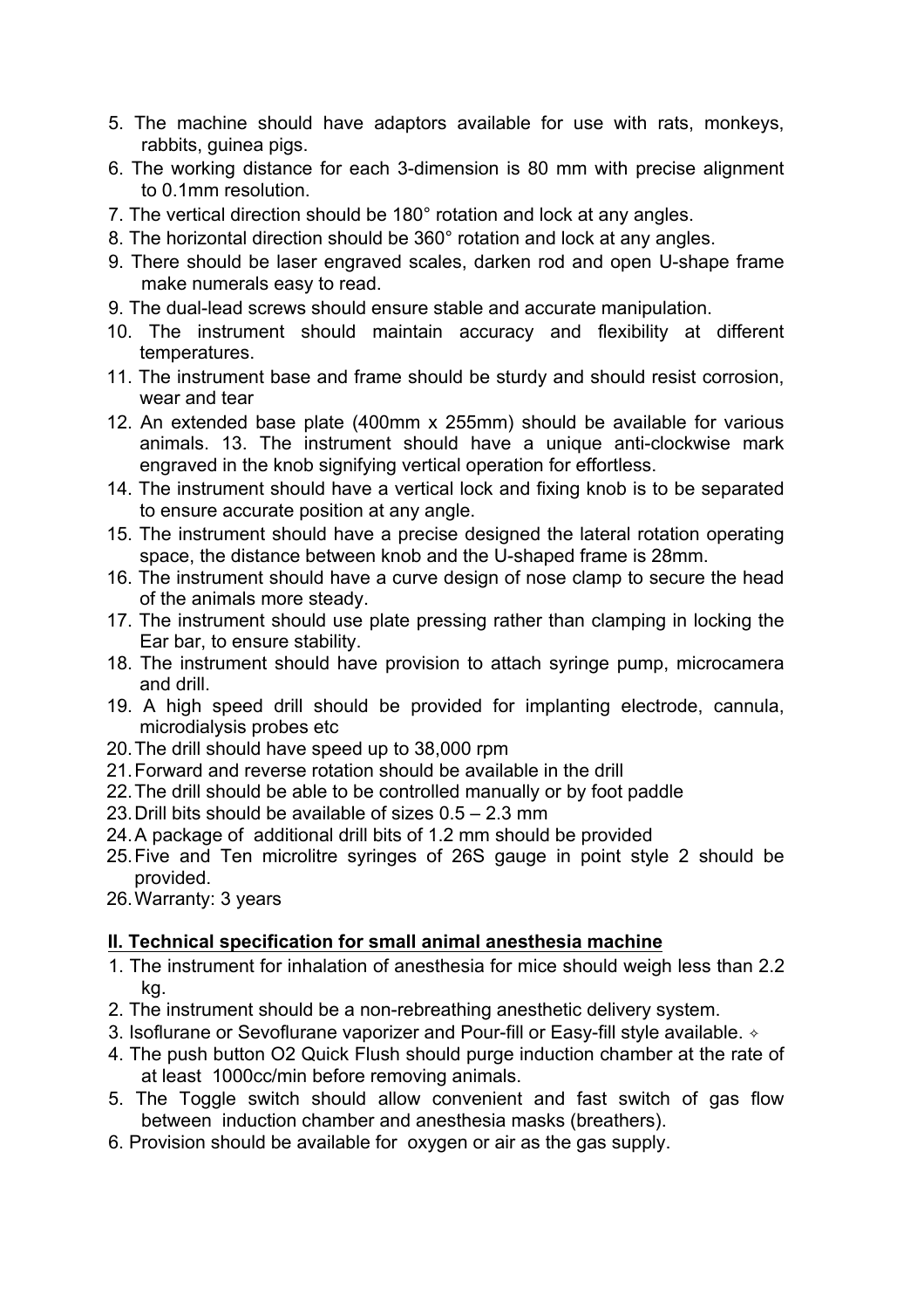5. The machine should have adaptors available for use with rats, monkeys, rabbits, guinea pigs.
6. The working distance for each 3-dimension is 80 mm with precise alignment to 0.1mm resolution.
7. The vertical direction should be 180° rotation and lock at any angles.
8. The horizontal direction should be 360° rotation and lock at any angles.
9. There should be laser engraved scales, darken rod and open U-shape frame make numerals easy to read.
9. The dual-lead screws should ensure stable and accurate manipulation.
10. The instrument should maintain accuracy and flexibility at different temperatures.
11. The instrument base and frame should be sturdy and should resist corrosion, wear and tear
12. An extended base plate (400mm x 255mm) should be available for various animals. 13. The instrument should have a unique anti-clockwise mark engraved in the knob signifying vertical operation for effortless.
14. The instrument should have a vertical lock and fixing knob is to be separated to ensure accurate position at any angle.
15. The instrument should have a precise designed the lateral rotation operating space, the distance between knob and the U-shaped frame is 28mm.
16. The instrument should have a curve design of nose clamp to secure the head of the animals more steady.
17. The instrument should use plate pressing rather than clamping in locking the Ear bar, to ensure stability.
18. The instrument should have provision to attach syringe pump, microcamera and drill.
19. A high speed drill should be provided for implanting electrode, cannula, microdialysis probes etc
20. The drill should have speed up to 38,000 rpm
21. Forward and reverse rotation should be available in the drill
22. The drill should be able to be controlled manually or by foot paddle
23. Drill bits should be available of sizes 0.5 – 2.3 mm
24. A package of additional drill bits of 1.2 mm should be provided
25. Five and Ten microlitre syringes of 26S gauge in point style 2 should be provided.
26. Warranty: 3 years

**II. Technical specification for small animal anesthesia machine**

1. The instrument for inhalation of anesthesia for mice should weigh less than 2.2 kg.
2. The instrument should be a non-rebreathing anesthetic delivery system.
3. Isoflurane or Sevoflurane vaporizer and Pour-fill or Easy-fill style available. ⟡
4. The push button O2 Quick Flush should purge induction chamber at the rate of at least 1000cc/min before removing animals.
5. The Toggle switch should allow convenient and fast switch of gas flow between induction chamber and anesthesia masks (breathers).
6. Provision should be available for oxygen or air as the gas supply.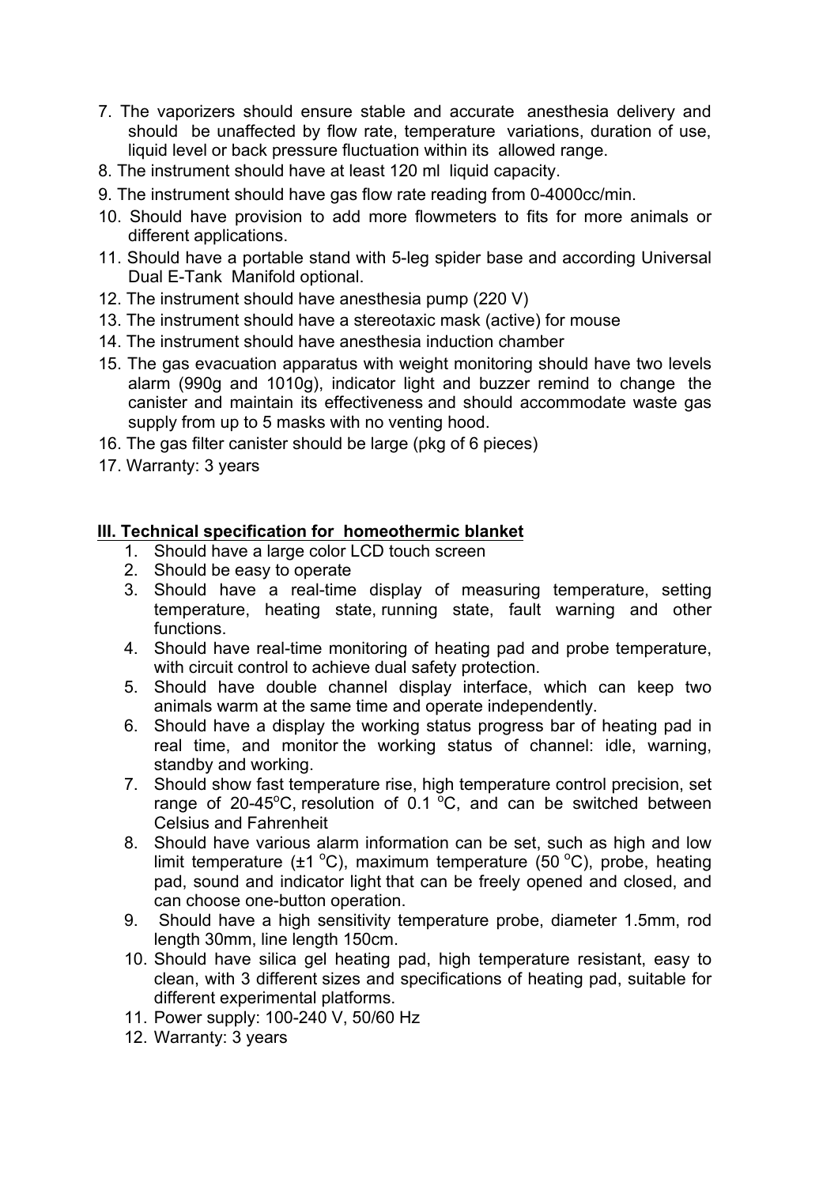7. The vaporizers should ensure stable and accurate anesthesia delivery and should be unaffected by flow rate, temperature variations, duration of use, liquid level or back pressure fluctuation within its allowed range.
8. The instrument should have at least 120 ml liquid capacity.
9. The instrument should have gas flow rate reading from 0-4000cc/min.
10. Should have provision to add more flowmeters to fits for more animals or different applications.
11. Should have a portable stand with 5-leg spider base and according Universal Dual E-Tank Manifold optional.
12. The instrument should have anesthesia pump (220 V)
13. The instrument should have a stereotaxic mask (active) for mouse
14. The instrument should have anesthesia induction chamber
15. The gas evacuation apparatus with weight monitoring should have two levels alarm (990g and 1010g), indicator light and buzzer remind to change the canister and maintain its effectiveness and should accommodate waste gas supply from up to 5 masks with no venting hood.
16. The gas filter canister should be large (pkg of 6 pieces)
17. Warranty: 3 years

## III. Technical specification for homeothermic blanket

1. Should have a large color LCD touch screen
2. Should be easy to operate
3. Should have a real-time display of measuring temperature, setting temperature, heating state, running state, fault warning and other functions.
4. Should have real-time monitoring of heating pad and probe temperature, with circuit control to achieve dual safety protection.
5. Should have double channel display interface, which can keep two animals warm at the same time and operate independently.
6. Should have a display the working status progress bar of heating pad in real time, and monitor the working status of channel: idle, warning, standby and working.
7. Should show fast temperature rise, high temperature control precision, set range of 20-45°C, resolution of 0.1 °C, and can be switched between Celsius and Fahrenheit
8. Should have various alarm information can be set, such as high and low limit temperature (±1 °C), maximum temperature (50 °C), probe, heating pad, sound and indicator light that can be freely opened and closed, and can choose one-button operation.
9. Should have a high sensitivity temperature probe, diameter 1.5mm, rod length 30mm, line length 150cm.
10. Should have silica gel heating pad, high temperature resistant, easy to clean, with 3 different sizes and specifications of heating pad, suitable for different experimental platforms.
11. Power supply: 100-240 V, 50/60 Hz
12. Warranty: 3 years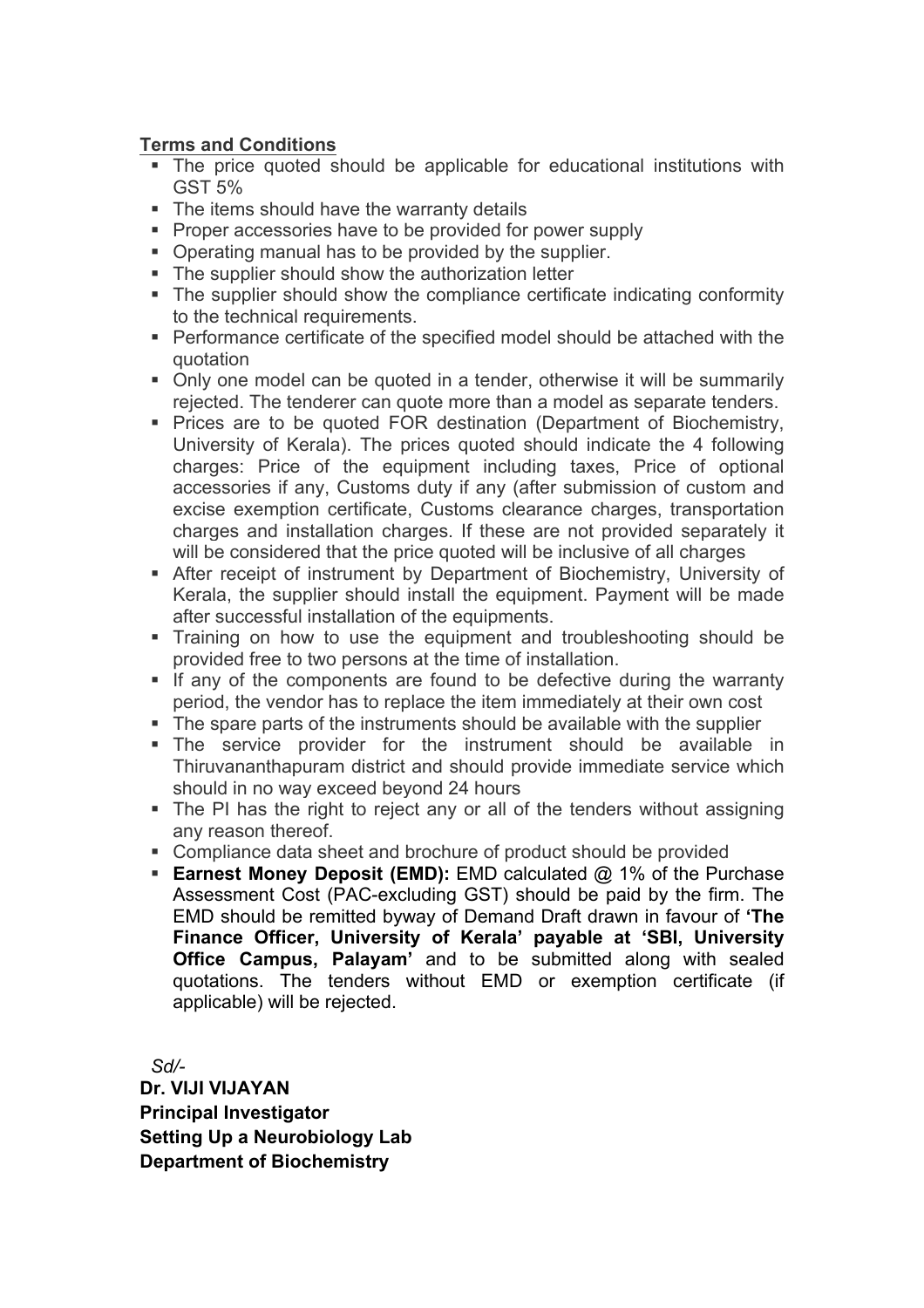**Terms and Conditions**

- The price quoted should be applicable for educational institutions with GST 5%
- The items should have the warranty details
- Proper accessories have to be provided for power supply
- Operating manual has to be provided by the supplier.
- The supplier should show the authorization letter
- The supplier should show the compliance certificate indicating conformity to the technical requirements.
- Performance certificate of the specified model should be attached with the quotation
- Only one model can be quoted in a tender, otherwise it will be summarily rejected. The tenderer can quote more than a model as separate tenders.
- Prices are to be quoted FOR destination (Department of Biochemistry, University of Kerala). The prices quoted should indicate the 4 following charges: Price of the equipment including taxes, Price of optional accessories if any, Customs duty if any (after submission of custom and excise exemption certificate, Customs clearance charges, transportation charges and installation charges. If these are not provided separately it will be considered that the price quoted will be inclusive of all charges
- After receipt of instrument by Department of Biochemistry, University of Kerala, the supplier should install the equipment. Payment will be made after successful installation of the equipments.
- Training on how to use the equipment and troubleshooting should be provided free to two persons at the time of installation.
- If any of the components are found to be defective during the warranty period, the vendor has to replace the item immediately at their own cost
- The spare parts of the instruments should be available with the supplier
- The service provider for the instrument should be available in Thiruvananthapuram district and should provide immediate service which should in no way exceed beyond 24 hours
- The PI has the right to reject any or all of the tenders without assigning any reason thereof.
- Compliance data sheet and brochure of product should be provided
- **Earnest Money Deposit (EMD):** EMD calculated @ 1% of the Purchase Assessment Cost (PAC-excluding GST) should be paid by the firm. The EMD should be remitted byway of Demand Draft drawn in favour of **'The Finance Officer, University of Kerala' payable at 'SBI, University Office Campus, Palayam'** and to be submitted along with sealed quotations. The tenders without EMD or exemption certificate (if applicable) will be rejected.

*Sd/-*

**Dr. VIJI VIJAYAN**
**Principal Investigator**
**Setting Up a Neurobiology Lab**
**Department of Biochemistry**